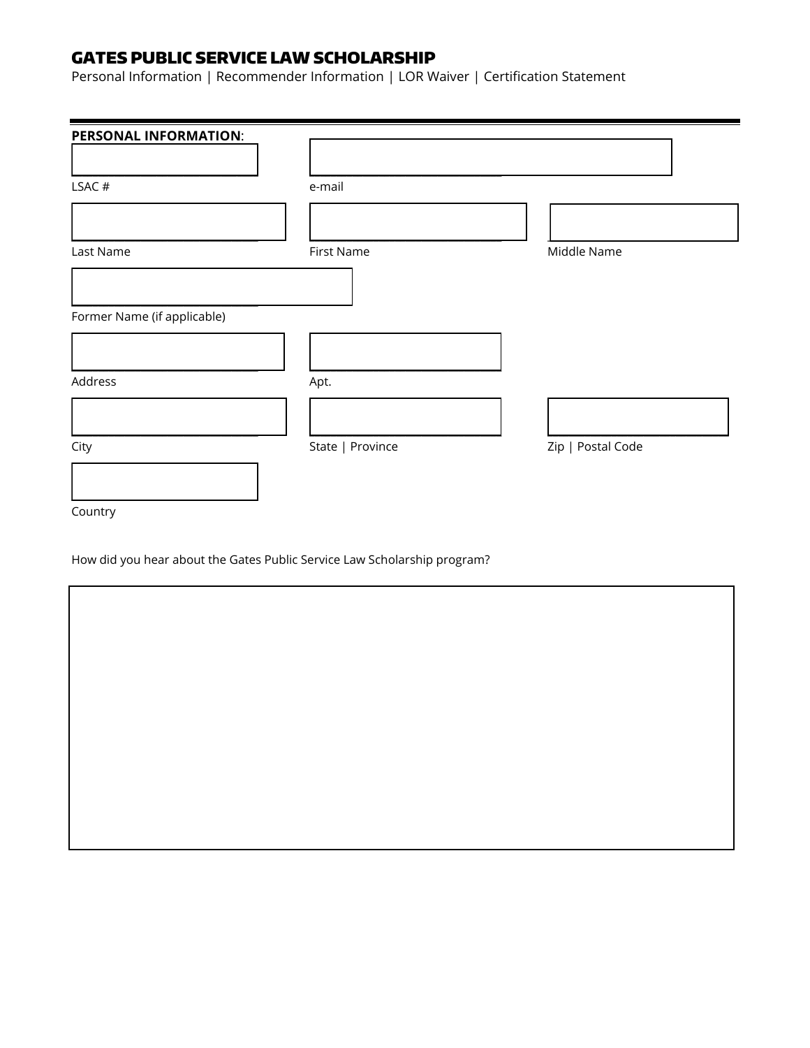# GATES PUBLIC SERVICE LAW SCHOLARSHIP

Personal Information | Recommender Information | LOR Waiver | Certification Statement

---

**PERSONAL INFORMATION**:

LSAC #

e-mail

Last Name

First Name

Middle Name

Former Name (if applicable)

Address

Apt.

City

State | Province

Zip | Postal Code

Country

How did you hear about the Gates Public Service Law Scholarship program?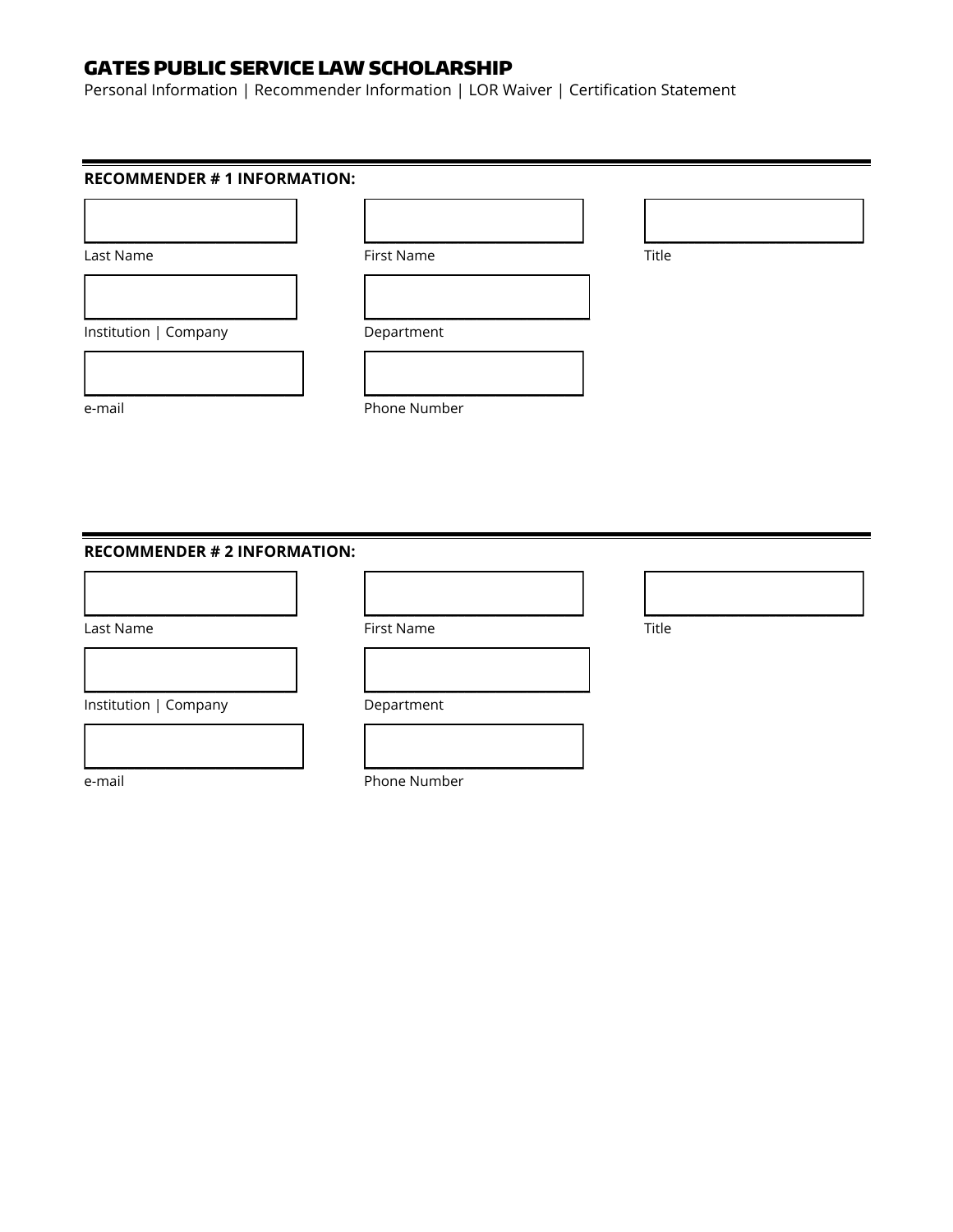# GATES PUBLIC SERVICE LAW SCHOLARSHIP

Personal Information | Recommender Information | LOR Waiver | Certification Statement

**RECOMMENDER # 1 INFORMATION:**

Last Name

First Name

Title

Institution | Company

Department

e-mail

Phone Number

**RECOMMENDER # 2 INFORMATION:**

Last Name

First Name

Title

Institution | Company

Department

e-mail

Phone Number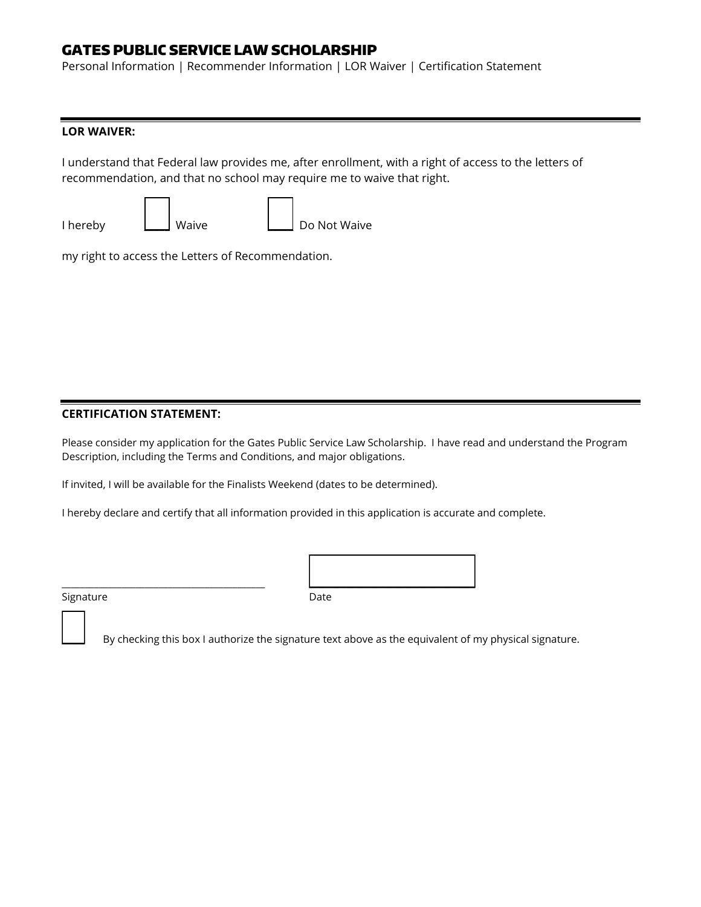# GATES PUBLIC SERVICE LAW SCHOLARSHIP

Personal Information | Recommender Information | LOR Waiver | Certification Statement

---

**LOR WAIVER:**

I understand that Federal law provides me, after enrollment, with a right of access to the letters of recommendation, and that no school may require me to waive that right.

I hereby ☐ Waive ☐ Do Not Waive

my right to access the Letters of Recommendation.

---

**CERTIFICATION STATEMENT:**

Please consider my application for the Gates Public Service Law Scholarship. I have read and understand the Program Description, including the Terms and Conditions, and major obligations.

If invited, I will be available for the Finalists Weekend (dates to be determined).

I hereby declare and certify that all information provided in this application is accurate and complete.

______________________________ ______________________________

Signature Date

☐ By checking this box I authorize the signature text above as the equivalent of my physical signature.